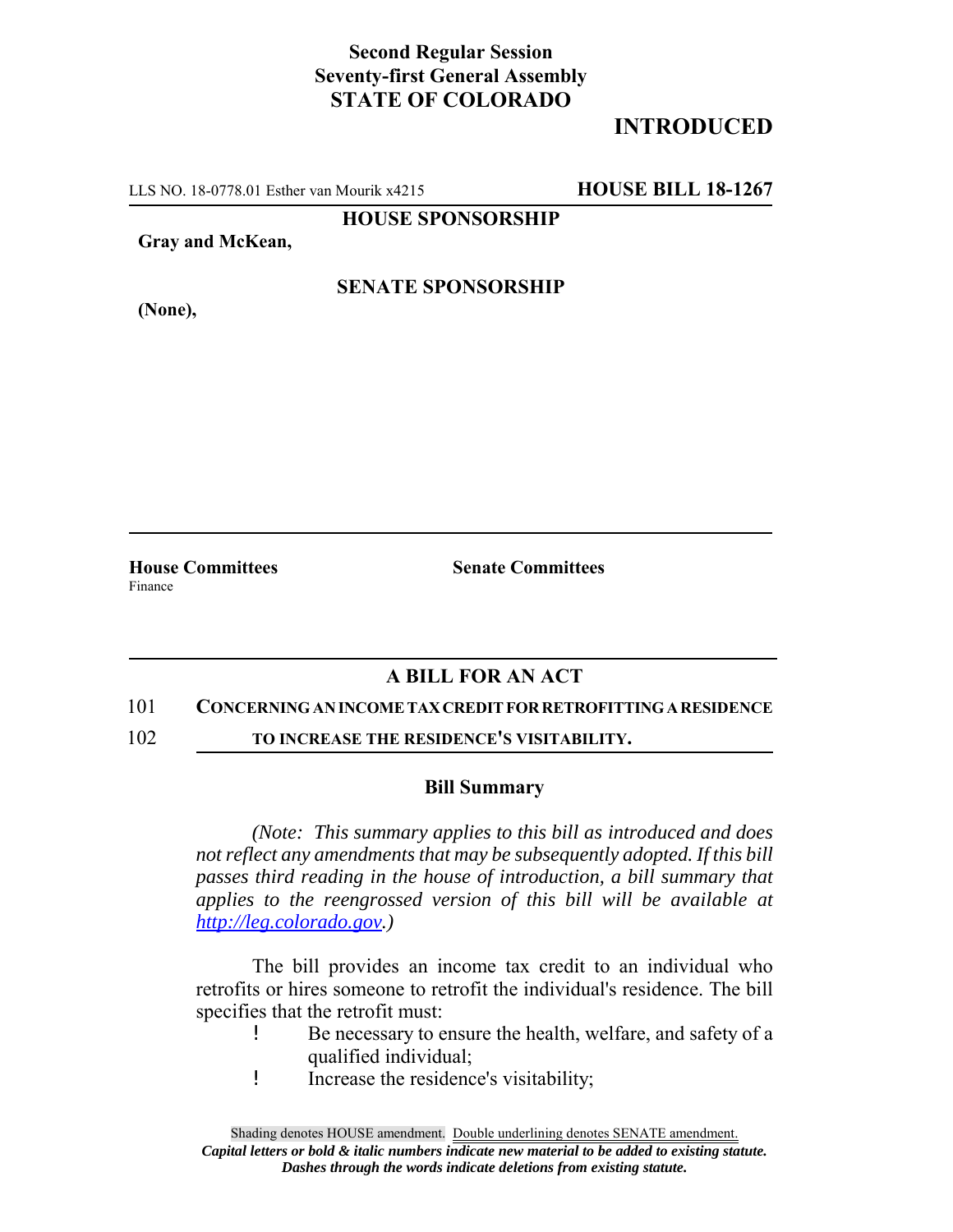**Second Regular Session**
**Seventy-first General Assembly**
**STATE OF COLORADO**

# INTRODUCED

LLS NO. 18-0778.01 Esther van Mourik x4215 **HOUSE BILL 18-1267**

**HOUSE SPONSORSHIP**

**Gray and McKean,**

**SENATE SPONSORSHIP**

**(None),**

**House Committees**
Finance

**Senate Committees**

## A BILL FOR AN ACT

101 **CONCERNING AN INCOME TAX CREDIT FOR RETROFITTING A RESIDENCE**
102 **TO INCREASE THE RESIDENCE'S VISITABILITY.**

### Bill Summary

*(Note: This summary applies to this bill as introduced and does not reflect any amendments that may be subsequently adopted. If this bill passes third reading in the house of introduction, a bill summary that applies to the reengrossed version of this bill will be available at http://leg.colorado.gov.)*

The bill provides an income tax credit to an individual who retrofits or hires someone to retrofit the individual's residence. The bill specifies that the retrofit must:

- Be necessary to ensure the health, welfare, and safety of a qualified individual;
- Increase the residence's visitability;

Shading denotes HOUSE amendment. Double underlining denotes SENATE amendment.
***Capital letters or bold & italic numbers indicate new material to be added to existing statute.***
***Dashes through the words indicate deletions from existing statute.***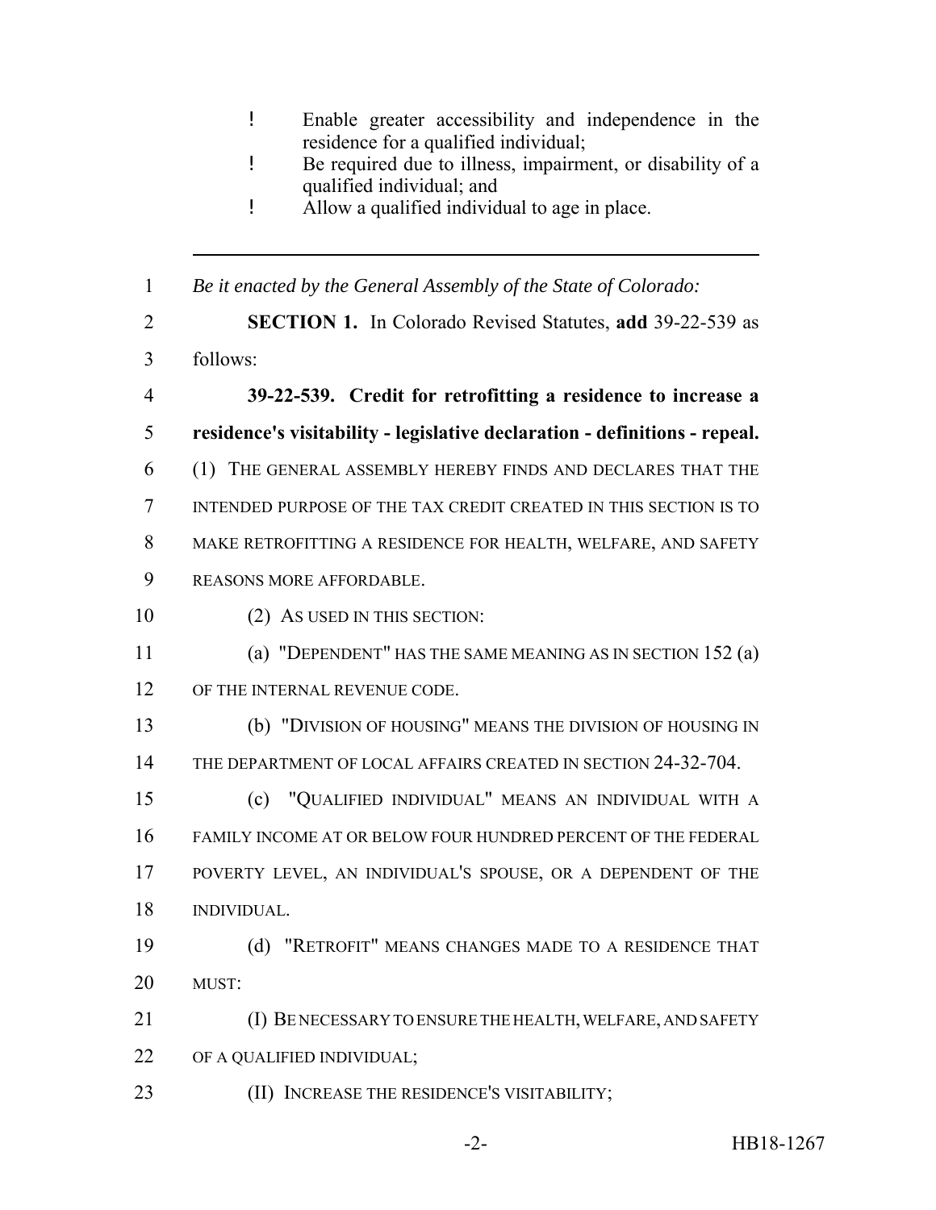- Enable greater accessibility and independence in the residence for a qualified individual;
- Be required due to illness, impairment, or disability of a qualified individual; and
- Allow a qualified individual to age in place.

---

*Be it enacted by the General Assembly of the State of Colorado:*

**SECTION 1.** In Colorado Revised Statutes, **add** 39-22-539 as follows:

**39-22-539. Credit for retrofitting a residence to increase a residence's visitability - legislative declaration - definitions - repeal.** (1) THE GENERAL ASSEMBLY HEREBY FINDS AND DECLARES THAT THE INTENDED PURPOSE OF THE TAX CREDIT CREATED IN THIS SECTION IS TO MAKE RETROFITTING A RESIDENCE FOR HEALTH, WELFARE, AND SAFETY REASONS MORE AFFORDABLE.

(2) AS USED IN THIS SECTION:

(a) "DEPENDENT" HAS THE SAME MEANING AS IN SECTION 152 (a) OF THE INTERNAL REVENUE CODE.

(b) "DIVISION OF HOUSING" MEANS THE DIVISION OF HOUSING IN THE DEPARTMENT OF LOCAL AFFAIRS CREATED IN SECTION 24-32-704.

(c) "QUALIFIED INDIVIDUAL" MEANS AN INDIVIDUAL WITH A FAMILY INCOME AT OR BELOW FOUR HUNDRED PERCENT OF THE FEDERAL POVERTY LEVEL, AN INDIVIDUAL'S SPOUSE, OR A DEPENDENT OF THE INDIVIDUAL.

(d) "RETROFIT" MEANS CHANGES MADE TO A RESIDENCE THAT MUST:

(I) BE NECESSARY TO ENSURE THE HEALTH, WELFARE, AND SAFETY OF A QUALIFIED INDIVIDUAL;

(II) INCREASE THE RESIDENCE'S VISITABILITY;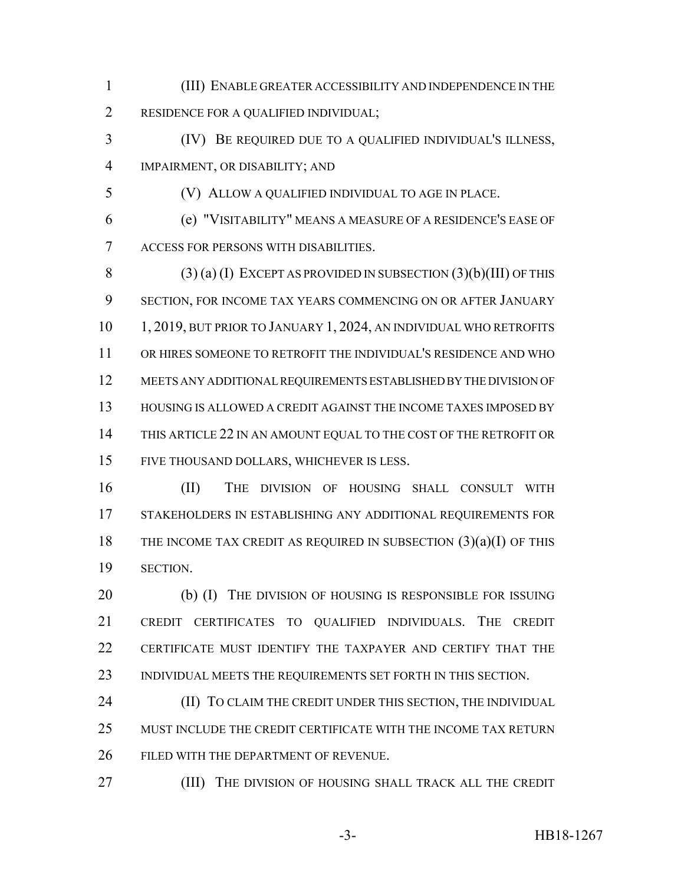(III) ENABLE GREATER ACCESSIBILITY AND INDEPENDENCE IN THE RESIDENCE FOR A QUALIFIED INDIVIDUAL;

(IV) BE REQUIRED DUE TO A QUALIFIED INDIVIDUAL'S ILLNESS, IMPAIRMENT, OR DISABILITY; AND

(V) ALLOW A QUALIFIED INDIVIDUAL TO AGE IN PLACE.

(e) "VISITABILITY" MEANS A MEASURE OF A RESIDENCE'S EASE OF ACCESS FOR PERSONS WITH DISABILITIES.

(3) (a) (I) EXCEPT AS PROVIDED IN SUBSECTION (3)(b)(III) OF THIS SECTION, FOR INCOME TAX YEARS COMMENCING ON OR AFTER JANUARY 1, 2019, BUT PRIOR TO JANUARY 1, 2024, AN INDIVIDUAL WHO RETROFITS OR HIRES SOMEONE TO RETROFIT THE INDIVIDUAL'S RESIDENCE AND WHO MEETS ANY ADDITIONAL REQUIREMENTS ESTABLISHED BY THE DIVISION OF HOUSING IS ALLOWED A CREDIT AGAINST THE INCOME TAXES IMPOSED BY THIS ARTICLE 22 IN AN AMOUNT EQUAL TO THE COST OF THE RETROFIT OR FIVE THOUSAND DOLLARS, WHICHEVER IS LESS.

(II) THE DIVISION OF HOUSING SHALL CONSULT WITH STAKEHOLDERS IN ESTABLISHING ANY ADDITIONAL REQUIREMENTS FOR THE INCOME TAX CREDIT AS REQUIRED IN SUBSECTION (3)(a)(I) OF THIS SECTION.

(b) (I) THE DIVISION OF HOUSING IS RESPONSIBLE FOR ISSUING CREDIT CERTIFICATES TO QUALIFIED INDIVIDUALS. THE CREDIT CERTIFICATE MUST IDENTIFY THE TAXPAYER AND CERTIFY THAT THE INDIVIDUAL MEETS THE REQUIREMENTS SET FORTH IN THIS SECTION.

(II) TO CLAIM THE CREDIT UNDER THIS SECTION, THE INDIVIDUAL MUST INCLUDE THE CREDIT CERTIFICATE WITH THE INCOME TAX RETURN FILED WITH THE DEPARTMENT OF REVENUE.

(III) THE DIVISION OF HOUSING SHALL TRACK ALL THE CREDIT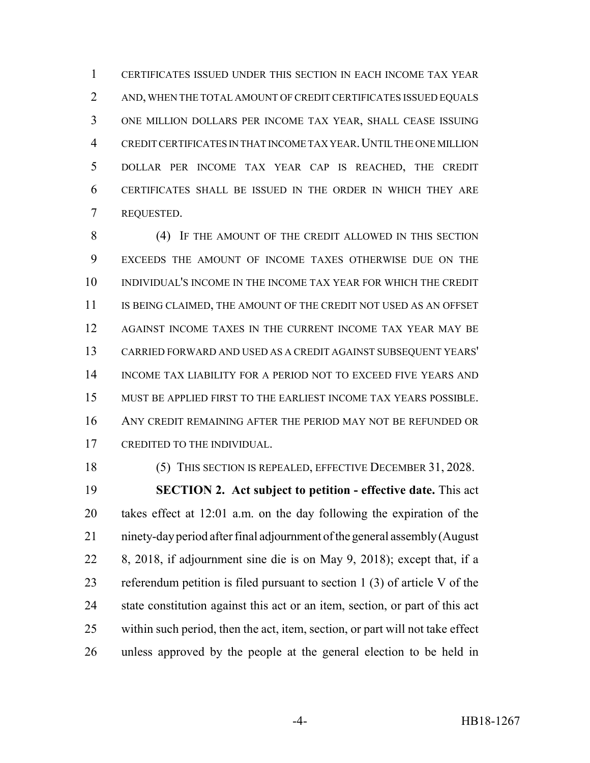CERTIFICATES ISSUED UNDER THIS SECTION IN EACH INCOME TAX YEAR AND, WHEN THE TOTAL AMOUNT OF CREDIT CERTIFICATES ISSUED EQUALS ONE MILLION DOLLARS PER INCOME TAX YEAR, SHALL CEASE ISSUING CREDIT CERTIFICATES IN THAT INCOME TAX YEAR. UNTIL THE ONE MILLION DOLLAR PER INCOME TAX YEAR CAP IS REACHED, THE CREDIT CERTIFICATES SHALL BE ISSUED IN THE ORDER IN WHICH THEY ARE REQUESTED.

(4) IF THE AMOUNT OF THE CREDIT ALLOWED IN THIS SECTION EXCEEDS THE AMOUNT OF INCOME TAXES OTHERWISE DUE ON THE INDIVIDUAL'S INCOME IN THE INCOME TAX YEAR FOR WHICH THE CREDIT IS BEING CLAIMED, THE AMOUNT OF THE CREDIT NOT USED AS AN OFFSET AGAINST INCOME TAXES IN THE CURRENT INCOME TAX YEAR MAY BE CARRIED FORWARD AND USED AS A CREDIT AGAINST SUBSEQUENT YEARS' INCOME TAX LIABILITY FOR A PERIOD NOT TO EXCEED FIVE YEARS AND MUST BE APPLIED FIRST TO THE EARLIEST INCOME TAX YEARS POSSIBLE. ANY CREDIT REMAINING AFTER THE PERIOD MAY NOT BE REFUNDED OR CREDITED TO THE INDIVIDUAL.

(5) THIS SECTION IS REPEALED, EFFECTIVE DECEMBER 31, 2028.

**SECTION 2. Act subject to petition - effective date.** This act takes effect at 12:01 a.m. on the day following the expiration of the ninety-day period after final adjournment of the general assembly (August 8, 2018, if adjournment sine die is on May 9, 2018); except that, if a referendum petition is filed pursuant to section 1 (3) of article V of the state constitution against this act or an item, section, or part of this act within such period, then the act, item, section, or part will not take effect unless approved by the people at the general election to be held in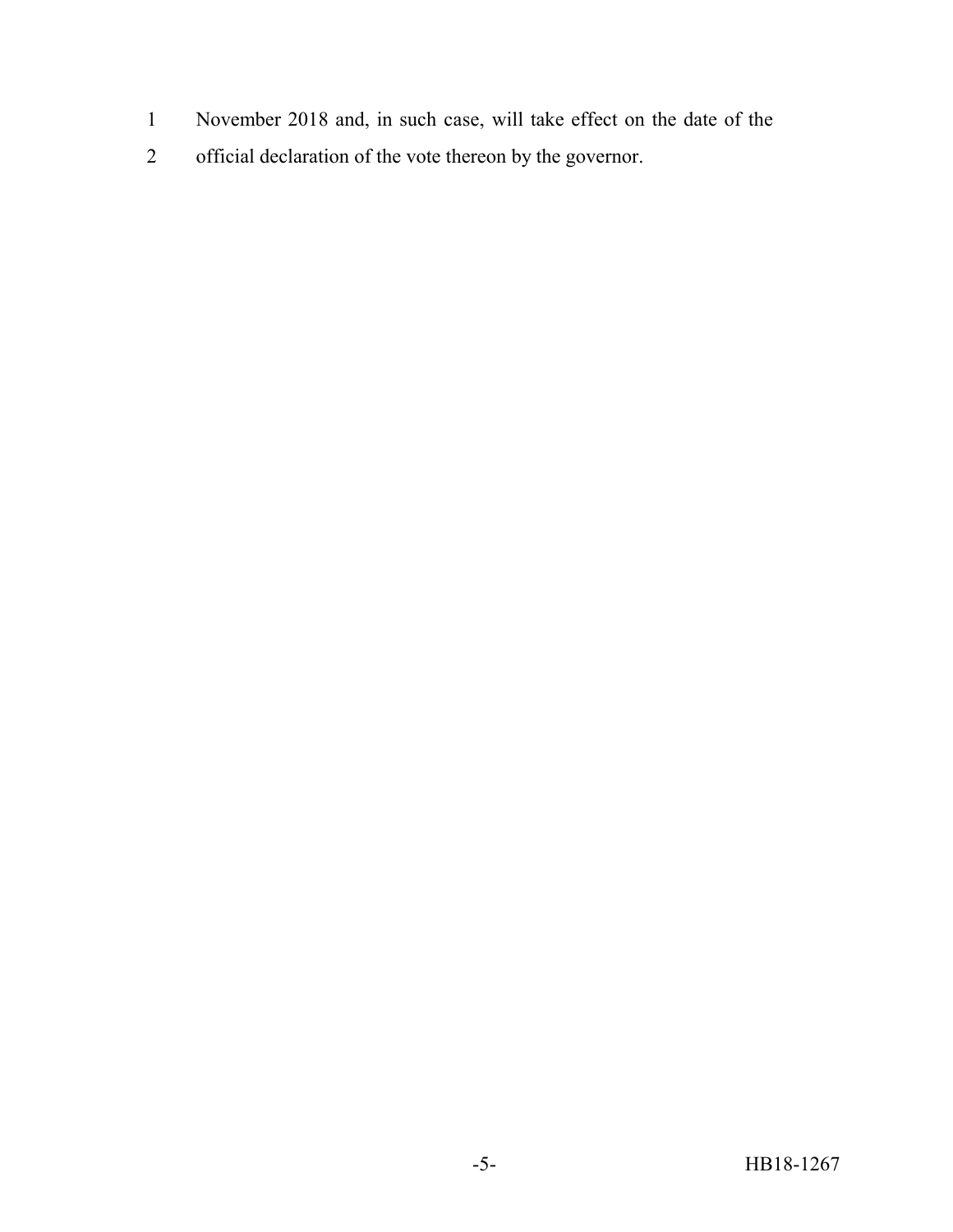November 2018 and, in such case, will take effect on the date of the official declaration of the vote thereon by the governor.